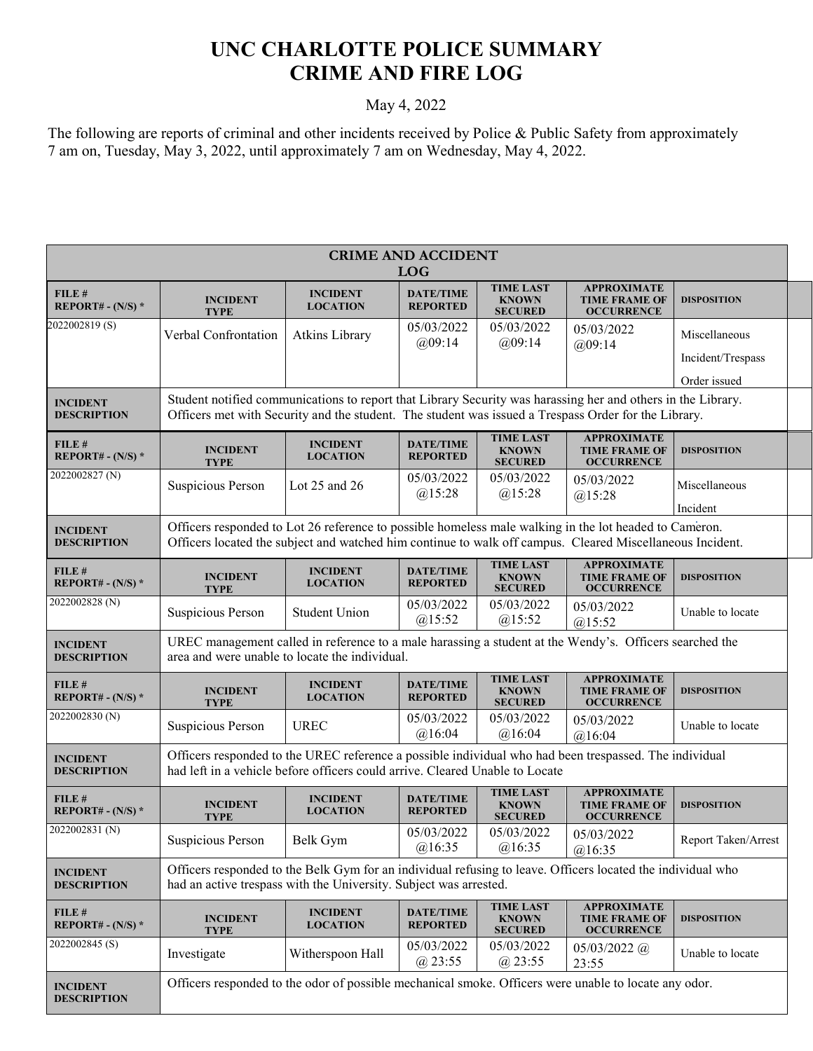# UNC CHARLOTTE POLICE SUMMARY
# CRIME AND FIRE LOG

May 4, 2022

The following are reports of criminal and other incidents received by Police & Public Safety from approximately 7 am on, Tuesday, May 3, 2022, until approximately 7 am on Wednesday, May 4, 2022.

## CRIME AND ACCIDENT LOG

| FILE # REPORT# - (N/S) * | INCIDENT TYPE | INCIDENT LOCATION | DATE/TIME REPORTED | TIME LAST KNOWN SECURED | APPROXIMATE TIME FRAME OF OCCURRENCE | DISPOSITION |
|---|---|---|---|---|---|---|
| 2022002819 (S) | Verbal Confrontation | Atkins Library | 05/03/2022 @09:14 | 05/03/2022 @09:14 | 05/03/2022 @09:14 | Miscellaneous Incident/Trespass Order issued |
| INCIDENT DESCRIPTION | Student notified communications to report that Library Security was harassing her and others in the Library. Officers met with Security and the student. The student was issued a Trespass Order for the Library. | | | | | |
| 2022002827 (N) | Suspicious Person | Lot 25 and 26 | 05/03/2022 @15:28 | 05/03/2022 @15:28 | 05/03/2022 @15:28 | Miscellaneous Incident |
| INCIDENT DESCRIPTION | Officers responded to Lot 26 reference to possible homeless male walking in the lot headed to Cameron. Officers located the subject and watched him continue to walk off campus. Cleared Miscellaneous Incident. | | | | | |
| 2022002828 (N) | Suspicious Person | Student Union | 05/03/2022 @15:52 | 05/03/2022 @15:52 | 05/03/2022 @15:52 | Unable to locate |
| INCIDENT DESCRIPTION | UREC management called in reference to a male harassing a student at the Wendy's. Officers searched the area and were unable to locate the individual. | | | | | |
| 2022002830 (N) | Suspicious Person | UREC | 05/03/2022 @16:04 | 05/03/2022 @16:04 | 05/03/2022 @16:04 | Unable to locate |
| INCIDENT DESCRIPTION | Officers responded to the UREC reference a possible individual who had been trespassed. The individual had left in a vehicle before officers could arrive. Cleared Unable to Locate | | | | | |
| 2022002831 (N) | Suspicious Person | Belk Gym | 05/03/2022 @16:35 | 05/03/2022 @16:35 | 05/03/2022 @16:35 | Report Taken/Arrest |
| INCIDENT DESCRIPTION | Officers responded to the Belk Gym for an individual refusing to leave. Officers located the individual who had an active trespass with the University. Subject was arrested. | | | | | |
| 2022002845 (S) | Investigate | Witherspoon Hall | 05/03/2022 @ 23:55 | 05/03/2022 @ 23:55 | 05/03/2022 @ 23:55 | Unable to locate |
| INCIDENT DESCRIPTION | Officers responded to the odor of possible mechanical smoke. Officers were unable to locate any odor. | | | | | |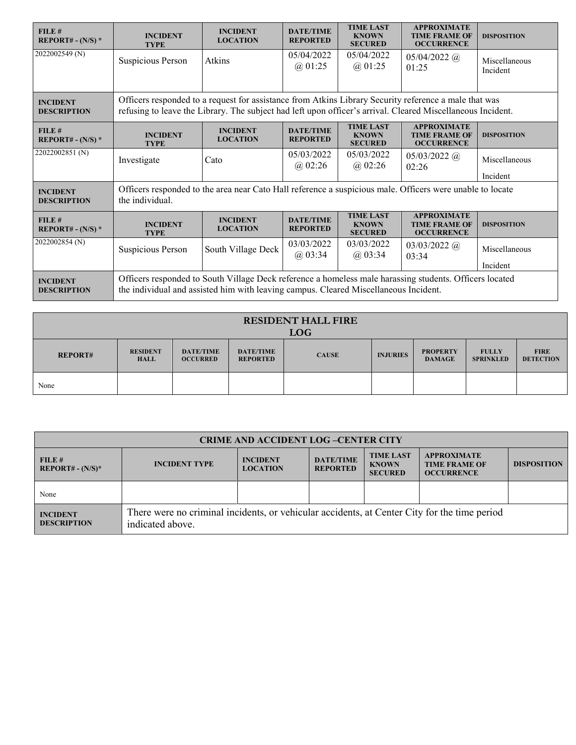| FILE # REPORT# - (N/S) * | INCIDENT TYPE | INCIDENT LOCATION | DATE/TIME REPORTED | TIME LAST KNOWN SECURED | APPROXIMATE TIME FRAME OF OCCURRENCE | DISPOSITION |
|---|---|---|---|---|---|---|
| 2022002549 (N) | Suspicious Person | Atkins | 05/04/2022 @ 01:25 | 05/04/2022 @ 01:25 | 05/04/2022 @ 01:25 | Miscellaneous Incident |
| INCIDENT DESCRIPTION | Officers responded to a request for assistance from Atkins Library Security reference a male that was refusing to leave the Library. The subject had left upon officer's arrival. Cleared Miscellaneous Incident. | | | | | |
| FILE # REPORT# - (N/S) * | INCIDENT TYPE | INCIDENT LOCATION | DATE/TIME REPORTED | TIME LAST KNOWN SECURED | APPROXIMATE TIME FRAME OF OCCURRENCE | DISPOSITION |
| 22022002851 (N) | Investigate | Cato | 05/03/2022 @ 02:26 | 05/03/2022 @ 02:26 | 05/03/2022 @ 02:26 | Miscellaneous Incident |
| INCIDENT DESCRIPTION | Officers responded to the area near Cato Hall reference a suspicious male. Officers were unable to locate the individual. | | | | | |
| FILE # REPORT# - (N/S) * | INCIDENT TYPE | INCIDENT LOCATION | DATE/TIME REPORTED | TIME LAST KNOWN SECURED | APPROXIMATE TIME FRAME OF OCCURRENCE | DISPOSITION |
| 2022002854 (N) | Suspicious Person | South Village Deck | 03/03/2022 @ 03:34 | 03/03/2022 @ 03:34 | 03/03/2022 @ 03:34 | Miscellaneous Incident |
| INCIDENT DESCRIPTION | Officers responded to South Village Deck reference a homeless male harassing students. Officers located the individual and assisted him with leaving campus. Cleared Miscellaneous Incident. | | | | | |

## RESIDENT HALL FIRE LOG

| REPORT# | RESIDENT HALL | DATE/TIME OCCURRED | DATE/TIME REPORTED | CAUSE | INJURIES | PROPERTY DAMAGE | FULLY SPRINKLED | FIRE DETECTION |
|---|---|---|---|---|---|---|---|---|
| None | | | | | | | | |

## CRIME AND ACCIDENT LOG –CENTER CITY

| FILE # REPORT# - (N/S)* | INCIDENT TYPE | INCIDENT LOCATION | DATE/TIME REPORTED | TIME LAST KNOWN SECURED | APPROXIMATE TIME FRAME OF OCCURRENCE | DISPOSITION |
|---|---|---|---|---|---|---|
| None | | | | | | |
| INCIDENT DESCRIPTION | There were no criminal incidents, or vehicular accidents, at Center City for the time period indicated above. | | | | | |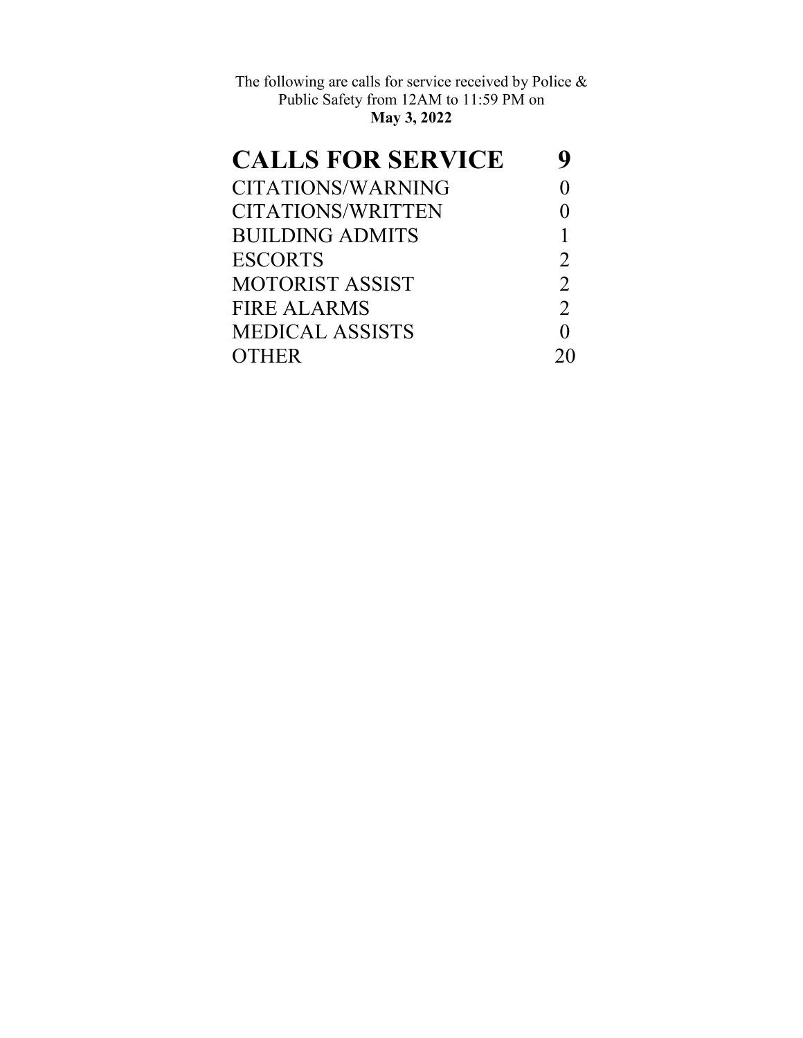The following are calls for service received by Police & Public Safety from 12AM to 11:59 PM on
**May 3, 2022**

| | |
|---|---|
| **CALLS FOR SERVICE** | **9** |
| CITATIONS/WARNING | 0 |
| CITATIONS/WRITTEN | 0 |
| BUILDING ADMITS | 1 |
| ESCORTS | 2 |
| MOTORIST ASSIST | 2 |
| FIRE ALARMS | 2 |
| MEDICAL ASSISTS | 0 |
| OTHER | 20 |